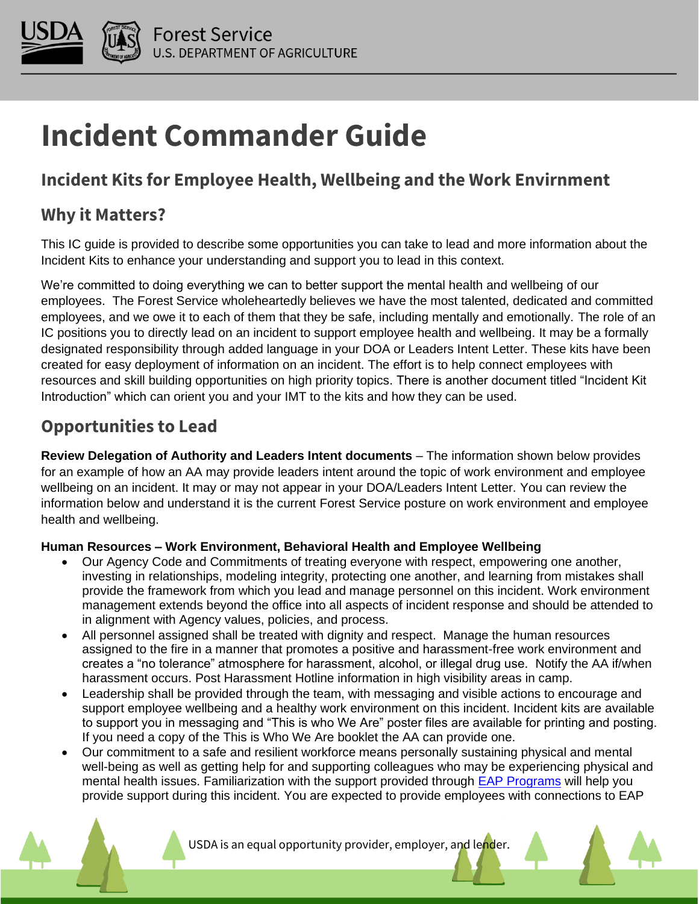# Incident Commander Guide

## Incident Kits for Employee Health, Wellbeing and the Work Envirnment

## Why it Matters?

This IC guide is provided to describe some opportunities you can take to lead and more information about the Incident Kits to enhance your understanding and support you to lead in this context.

We're committed to doing everything we can to better support the mental health and wellbeing of our employees. The Forest Service wholeheartedly believes we have the most talented, dedicated and committed employees, and we owe it to each of them that they be safe, including mentally and emotionally. The role of an IC positions you to directly lead on an incident to support employee health and wellbeing. It may be a formally designated responsibility through added language in your DOA or Leaders Intent Letter. These kits have been created for easy deployment of information on an incident. The effort is to help connect employees with resources and skill building opportunities on high priority topics. There is another document titled "Incident Kit Introduction" which can orient you and your IMT to the kits and how they can be used.

## Opportunities to Lead

**Review Delegation of Authority and Leaders Intent documents** – The information shown below provides for an example of how an AA may provide leaders intent around the topic of work environment and employee wellbeing on an incident. It may or may not appear in your DOA/Leaders Intent Letter. You can review the information below and understand it is the current Forest Service posture on work environment and employee health and wellbeing.

**Human Resources – Work Environment, Behavioral Health and Employee Wellbeing**

- Our Agency Code and Commitments of treating everyone with respect, empowering one another, investing in relationships, modeling integrity, protecting one another, and learning from mistakes shall provide the framework from which you lead and manage personnel on this incident. Work environment management extends beyond the office into all aspects of incident response and should be attended to in alignment with Agency values, policies, and process.
- All personnel assigned shall be treated with dignity and respect. Manage the human resources assigned to the fire in a manner that promotes a positive and harassment-free work environment and creates a "no tolerance" atmosphere for harassment, alcohol, or illegal drug use. Notify the AA if/when harassment occurs. Post Harassment Hotline information in high visibility areas in camp.
- Leadership shall be provided through the team, with messaging and visible actions to encourage and support employee wellbeing and a healthy work environment on this incident. Incident kits are available to support you in messaging and "This is who We Are" poster files are available for printing and posting. If you need a copy of the This is Who We Are booklet the AA can provide one.
- Our commitment to a safe and resilient workforce means personally sustaining physical and mental well-being as well as getting help for and supporting colleagues who may be experiencing physical and mental health issues. Familiarization with the support provided through EAP Programs will help you provide support during this incident. You are expected to provide employees with connections to EAP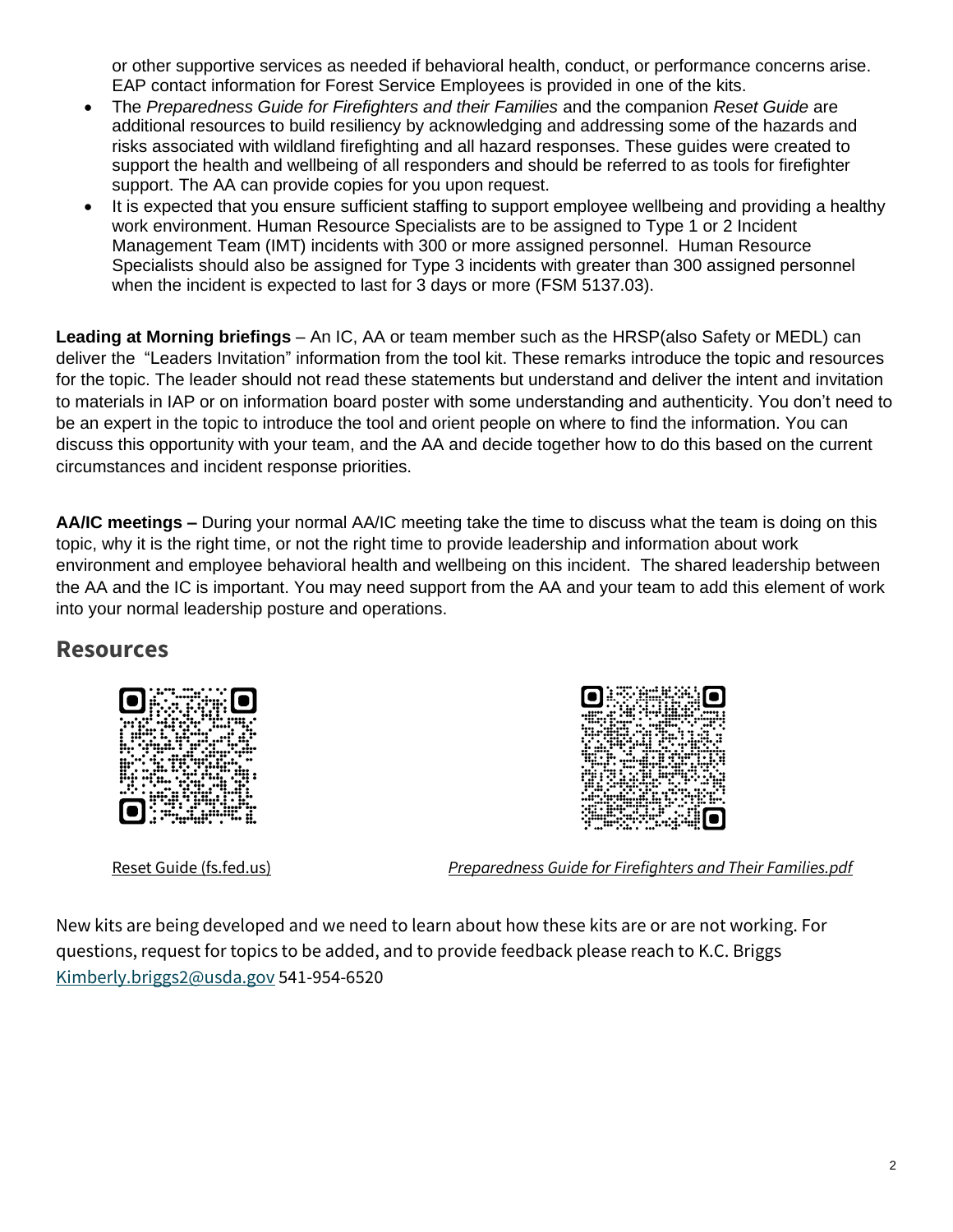or other supportive services as needed if behavioral health, conduct, or performance concerns arise. EAP contact information for Forest Service Employees is provided in one of the kits.

- The *Preparedness Guide for Firefighters and their Families* and the companion *Reset Guide* are additional resources to build resiliency by acknowledging and addressing some of the hazards and risks associated with wildland firefighting and all hazard responses. These guides were created to support the health and wellbeing of all responders and should be referred to as tools for firefighter support. The AA can provide copies for you upon request.
- It is expected that you ensure sufficient staffing to support employee wellbeing and providing a healthy work environment. Human Resource Specialists are to be assigned to Type 1 or 2 Incident Management Team (IMT) incidents with 300 or more assigned personnel. Human Resource Specialists should also be assigned for Type 3 incidents with greater than 300 assigned personnel when the incident is expected to last for 3 days or more (FSM 5137.03).

**Leading at Morning briefings** – An IC, AA or team member such as the HRSP(also Safety or MEDL) can deliver the "Leaders Invitation" information from the tool kit. These remarks introduce the topic and resources for the topic. The leader should not read these statements but understand and deliver the intent and invitation to materials in IAP or on information board poster with some understanding and authenticity. You don't need to be an expert in the topic to introduce the tool and orient people on where to find the information. You can discuss this opportunity with your team, and the AA and decide together how to do this based on the current circumstances and incident response priorities.

**AA/IC meetings –** During your normal AA/IC meeting take the time to discuss what the team is doing on this topic, why it is the right time, or not the right time to provide leadership and information about work environment and employee behavioral health and wellbeing on this incident. The shared leadership between the AA and the IC is important. You may need support from the AA and your team to add this element of work into your normal leadership posture and operations.

## Resources

Reset Guide (fs.fed.us)

*Preparedness Guide for Firefighters and Their Families.pdf*

New kits are being developed and we need to learn about how these kits are or are not working. For questions, request for topics to be added, and to provide feedback please reach to K.C. Briggs Kimberly.briggs2@usda.gov 541-954-6520